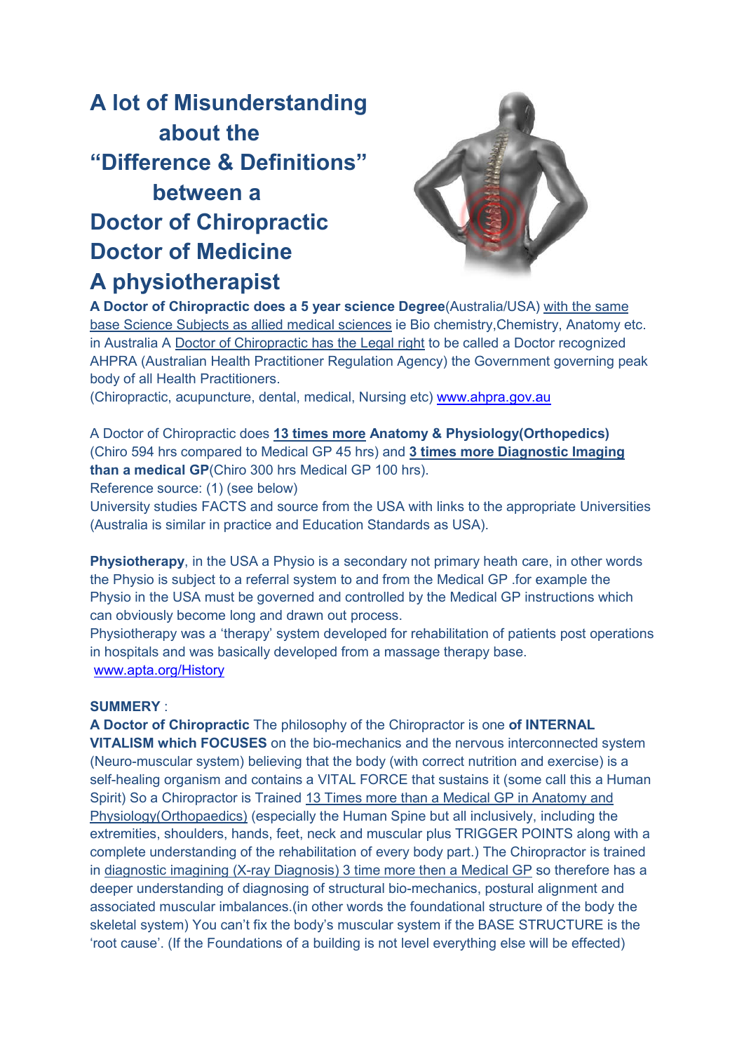# A lot of Misunderstanding about the "Difference & Definitions" between a Doctor of Chiropractic Doctor of Medicine A physiotherapist

**A Doctor of Chiropractic does a 5 year science Degree**(Australia/USA) with the same base Science Subjects as allied medical sciences ie Bio chemistry,Chemistry, Anatomy etc. in Australia A Doctor of Chiropractic has the Legal right to be called a Doctor recognized AHPRA (Australian Health Practitioner Regulation Agency) the Government governing peak body of all Health Practitioners.
(Chiropractic, acupuncture, dental, medical, Nursing etc) www.ahpra.gov.au

A Doctor of Chiropractic does **13 times more Anatomy & Physiology(Orthopedics)** (Chiro 594 hrs compared to Medical GP 45 hrs) and **3 times more Diagnostic Imaging than a medical GP**(Chiro 300 hrs Medical GP 100 hrs).
Reference source: (1) (see below)
University studies FACTS and source from the USA with links to the appropriate Universities (Australia is similar in practice and Education Standards as USA).

**Physiotherapy**, in the USA a Physio is a secondary not primary heath care, in other words the Physio is subject to a referral system to and from the Medical GP .for example the Physio in the USA must be governed and controlled by the Medical GP instructions which can obviously become long and drawn out process.
Physiotherapy was a 'therapy' system developed for rehabilitation of patients post operations in hospitals and was basically developed from a massage therapy base.
www.apta.org/History

**SUMMERY** :
**A Doctor of Chiropractic** The philosophy of the Chiropractor is one **of INTERNAL VITALISM which FOCUSES** on the bio-mechanics and the nervous interconnected system (Neuro-muscular system) believing that the body (with correct nutrition and exercise) is a self-healing organism and contains a VITAL FORCE that sustains it (some call this a Human Spirit) So a Chiropractor is Trained 13 Times more than a Medical GP in Anatomy and Physiology(Orthopaedics) (especially the Human Spine but all inclusively, including the extremities, shoulders, hands, feet, neck and muscular plus TRIGGER POINTS along with a complete understanding of the rehabilitation of every body part.) The Chiropractor is trained in diagnostic imaging (X-ray Diagnosis) 3 time more then a Medical GP so therefore has a deeper understanding of diagnosing of structural bio-mechanics, postural alignment and associated muscular imbalances.(in other words the foundational structure of the body the skeletal system) You can't fix the body's muscular system if the BASE STRUCTURE is the 'root cause'. (If the Foundations of a building is not level everything else will be effected)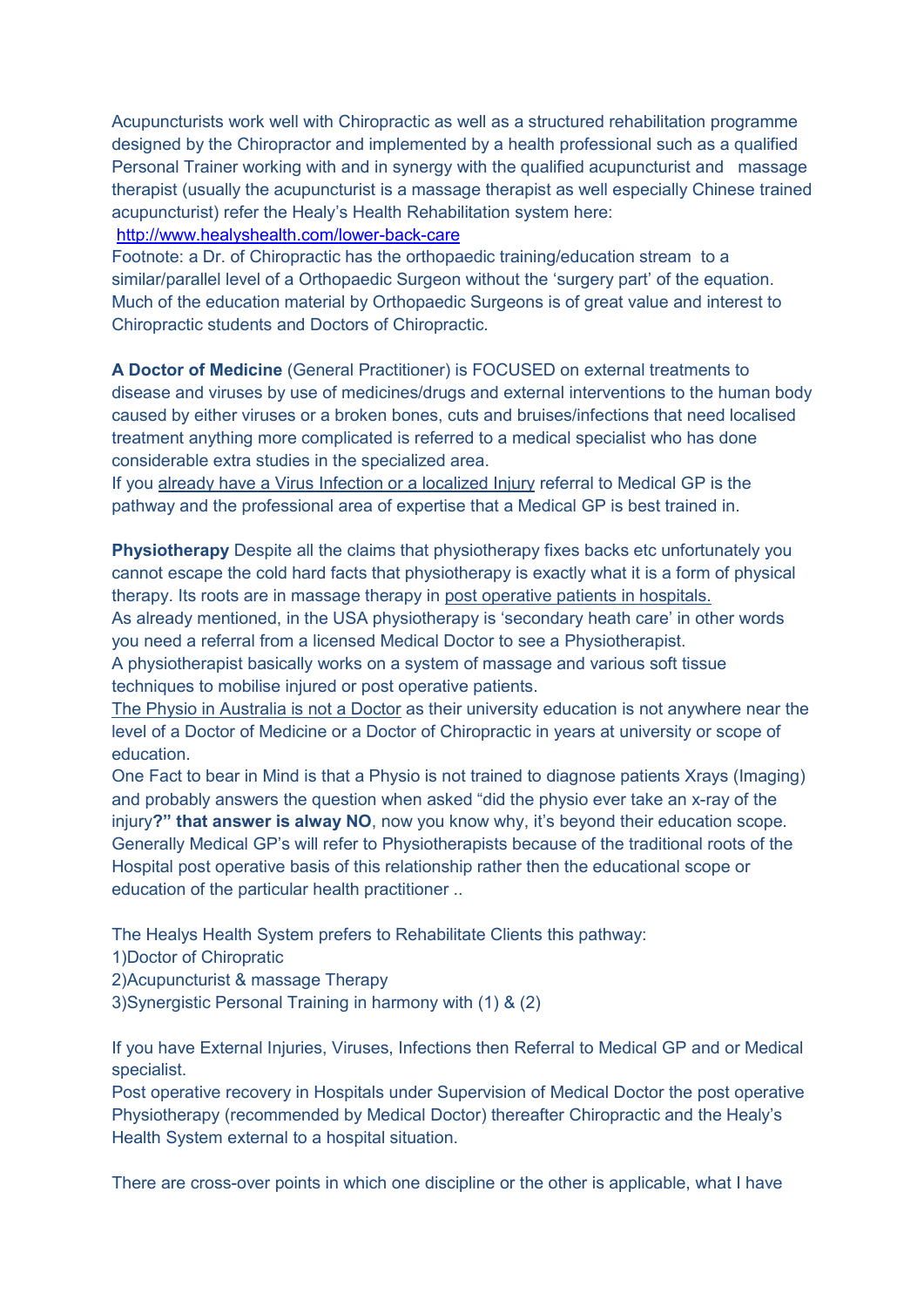Acupuncturists work well with Chiropractic as well as a structured rehabilitation programme designed by the Chiropractor and implemented by a health professional such as a qualified Personal Trainer working with and in synergy with the qualified acupuncturist and massage therapist (usually the acupuncturist is a massage therapist as well especially Chinese trained acupuncturist) refer the Healy's Health Rehabilitation system here:
[http://www.healyshealth.com/lower-back-care](http://www.healyshealth.com/lower-back-care)
Footnote: a Dr. of Chiropractic has the orthopaedic training/education stream to a similar/parallel level of a Orthopaedic Surgeon without the 'surgery part' of the equation. Much of the education material by Orthopaedic Surgeons is of great value and interest to Chiropractic students and Doctors of Chiropractic.

**A Doctor of Medicine** (General Practitioner) is FOCUSED on external treatments to disease and viruses by use of medicines/drugs and external interventions to the human body caused by either viruses or a broken bones, cuts and bruises/infections that need localised treatment anything more complicated is referred to a medical specialist who has done considerable extra studies in the specialized area.
If you already have a Virus Infection or a localized Injury referral to Medical GP is the pathway and the professional area of expertise that a Medical GP is best trained in.

**Physiotherapy** Despite all the claims that physiotherapy fixes backs etc unfortunately you cannot escape the cold hard facts that physiotherapy is exactly what it is a form of physical therapy. Its roots are in massage therapy in post operative patients in hospitals.
As already mentioned, in the USA physiotherapy is 'secondary heath care' in other words you need a referral from a licensed Medical Doctor to see a Physiotherapist.
A physiotherapist basically works on a system of massage and various soft tissue techniques to mobilise injured or post operative patients.
The Physio in Australia is not a Doctor as their university education is not anywhere near the level of a Doctor of Medicine or a Doctor of Chiropractic in years at university or scope of education.
One Fact to bear in Mind is that a Physio is not trained to diagnose patients Xrays (Imaging) and probably answers the question when asked "did the physio ever take an x-ray of the injury**?" that answer is alway NO**, now you know why, it's beyond their education scope.
Generally Medical GP's will refer to Physiotherapists because of the traditional roots of the Hospital post operative basis of this relationship rather then the educational scope or education of the particular health practitioner ..

The Healys Health System prefers to Rehabilitate Clients this pathway:
1)Doctor of Chiropratic
2)Acupuncturist & massage Therapy
3)Synergistic Personal Training in harmony with (1) & (2)

If you have External Injuries, Viruses, Infections then Referral to Medical GP and or Medical specialist.
Post operative recovery in Hospitals under Supervision of Medical Doctor the post operative Physiotherapy (recommended by Medical Doctor) thereafter Chiropractic and the Healy's Health System external to a hospital situation.

There are cross-over points in which one discipline or the other is applicable, what I have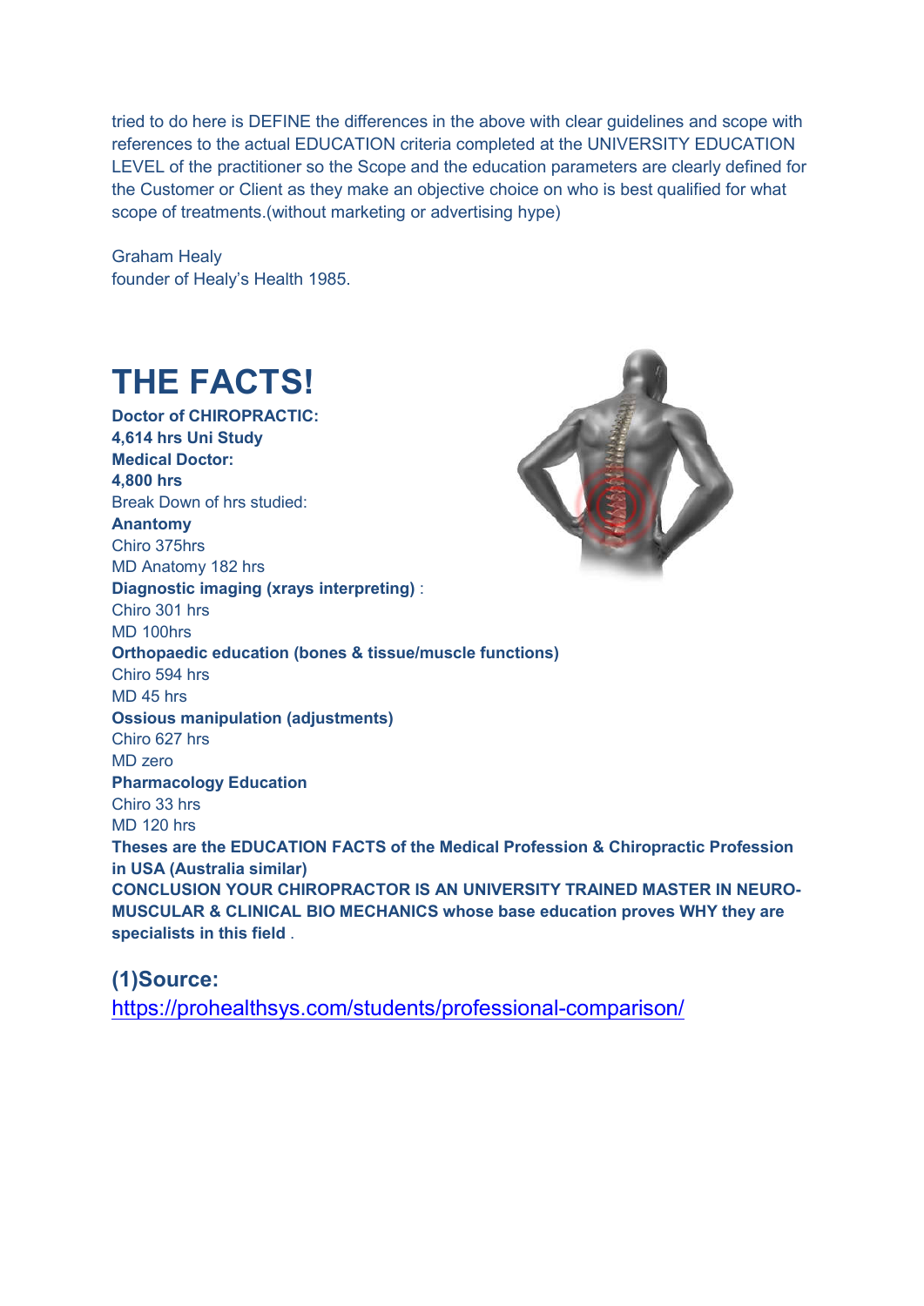tried to do here is DEFINE the differences in the above with clear guidelines and scope with references to the actual EDUCATION criteria completed at the UNIVERSITY EDUCATION LEVEL of the practitioner so the Scope and the education parameters are clearly defined for the Customer or Client as they make an objective choice on who is best qualified for what scope of treatments.(without marketing or advertising hype)

Graham Healy
founder of Healy's Health 1985.

# THE FACTS!

**Doctor of CHIROPRACTIC:**
**4,614 hrs Uni Study**
**Medical Doctor:**
**4,800 hrs**
Break Down of hrs studied:
**Anantomy**
Chiro 375hrs
MD Anatomy 182 hrs
**Diagnostic imaging (xrays interpreting)** :
Chiro 301 hrs
MD 100hrs
**Orthopaedic education (bones & tissue/muscle functions)**
Chiro 594 hrs
MD 45 hrs
**Ossious manipulation (adjustments)**
Chiro 627 hrs
MD zero
**Pharmacology Education**
Chiro 33 hrs
MD 120 hrs
**Theses are the EDUCATION FACTS of the Medical Profession & Chiropractic Profession in USA (Australia similar)**
**CONCLUSION YOUR CHIROPRACTOR IS AN UNIVERSITY TRAINED MASTER IN NEURO-MUSCULAR & CLINICAL BIO MECHANICS whose base education proves WHY they are specialists in this field** .

## (1)Source:

https://prohealthsys.com/students/professional-comparison/